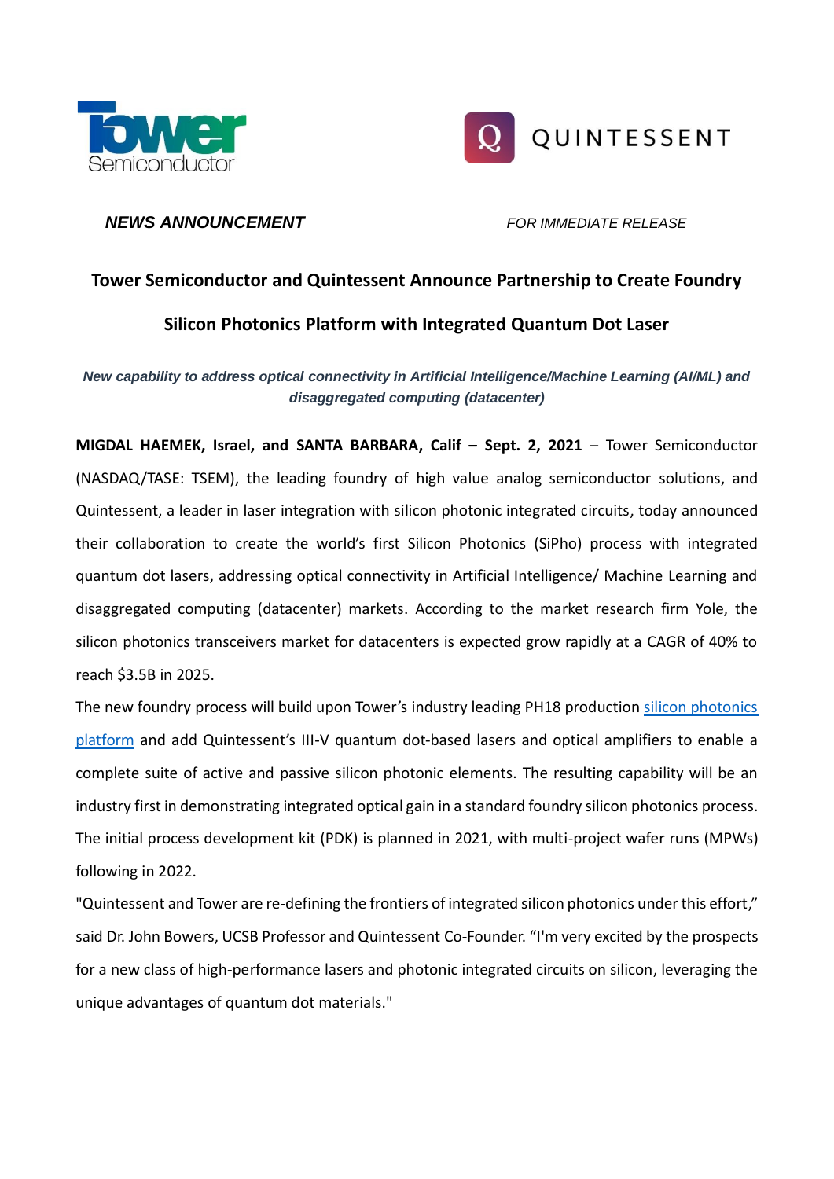**NEWS ANNOUNCEMENT** *FOR IMMEDIATE RELEASE*

# Tower Semiconductor and Quintessent Announce Partnership to Create Foundry Silicon Photonics Platform with Integrated Quantum Dot Laser

***New capability to address optical connectivity in Artificial Intelligence/Machine Learning (AI/ML) and disaggregated computing (datacenter)***

**MIGDAL HAEMEK, Israel, and SANTA BARBARA, Calif – Sept. 2, 2021** – Tower Semiconductor (NASDAQ/TASE: TSEM), the leading foundry of high value analog semiconductor solutions, and Quintessent, a leader in laser integration with silicon photonic integrated circuits, today announced their collaboration to create the world's first Silicon Photonics (SiPho) process with integrated quantum dot lasers, addressing optical connectivity in Artificial Intelligence/ Machine Learning and disaggregated computing (datacenter) markets. According to the market research firm Yole, the silicon photonics transceivers market for datacenters is expected grow rapidly at a CAGR of 40% to reach $3.5B in 2025.

The new foundry process will build upon Tower's industry leading PH18 production [silicon photonics platform] and add Quintessent's III-V quantum dot-based lasers and optical amplifiers to enable a complete suite of active and passive silicon photonic elements. The resulting capability will be an industry first in demonstrating integrated optical gain in a standard foundry silicon photonics process. The initial process development kit (PDK) is planned in 2021, with multi-project wafer runs (MPWs) following in 2022.

"Quintessent and Tower are re-defining the frontiers of integrated silicon photonics under this effort," said Dr. John Bowers, UCSB Professor and Quintessent Co-Founder. "I'm very excited by the prospects for a new class of high-performance lasers and photonic integrated circuits on silicon, leveraging the unique advantages of quantum dot materials."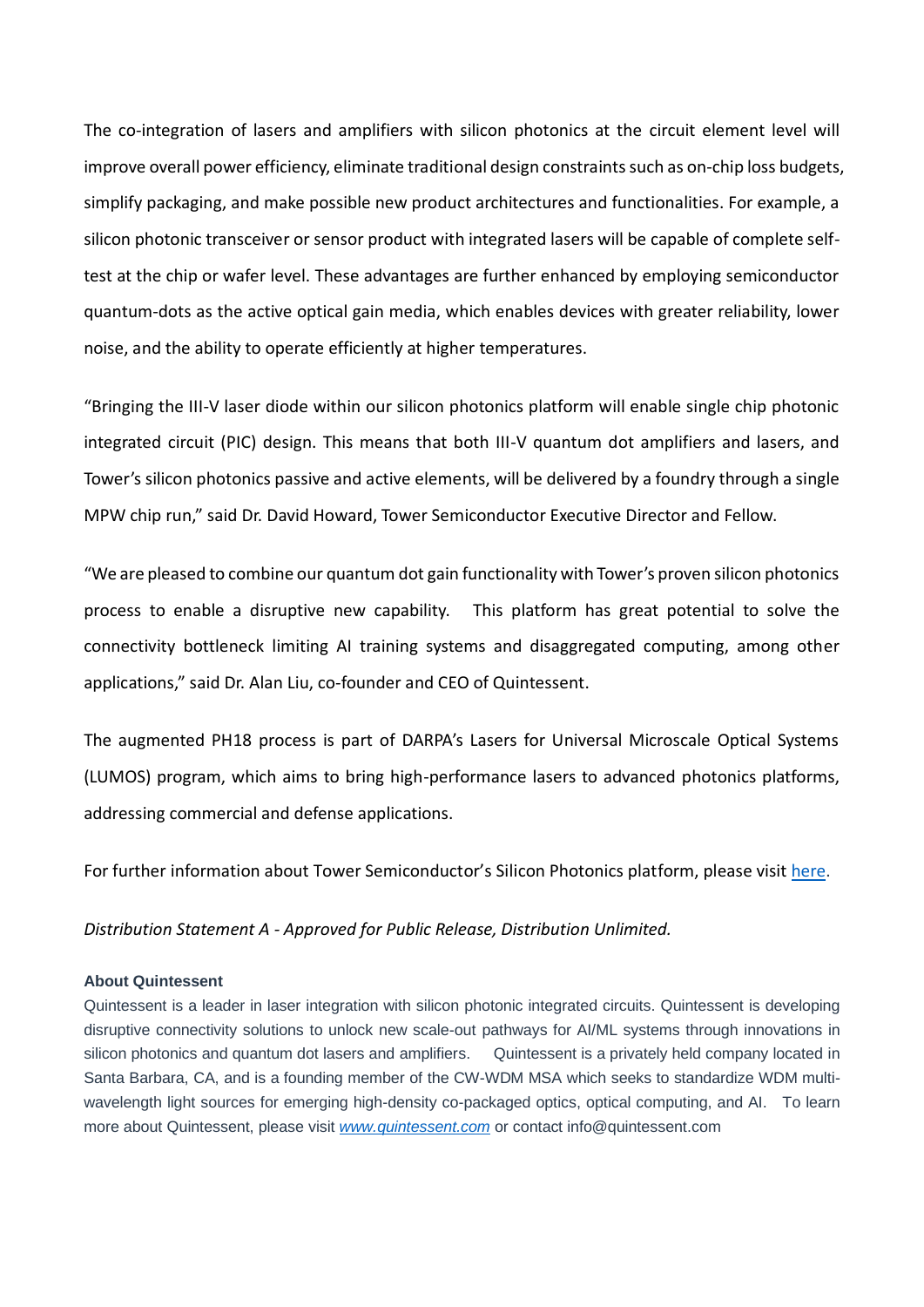The co-integration of lasers and amplifiers with silicon photonics at the circuit element level will improve overall power efficiency, eliminate traditional design constraints such as on-chip loss budgets, simplify packaging, and make possible new product architectures and functionalities. For example, a silicon photonic transceiver or sensor product with integrated lasers will be capable of complete self-test at the chip or wafer level. These advantages are further enhanced by employing semiconductor quantum-dots as the active optical gain media, which enables devices with greater reliability, lower noise, and the ability to operate efficiently at higher temperatures.

"Bringing the III-V laser diode within our silicon photonics platform will enable single chip photonic integrated circuit (PIC) design. This means that both III-V quantum dot amplifiers and lasers, and Tower's silicon photonics passive and active elements, will be delivered by a foundry through a single MPW chip run," said Dr. David Howard, Tower Semiconductor Executive Director and Fellow.

"We are pleased to combine our quantum dot gain functionality with Tower's proven silicon photonics process to enable a disruptive new capability. This platform has great potential to solve the connectivity bottleneck limiting AI training systems and disaggregated computing, among other applications," said Dr. Alan Liu, co-founder and CEO of Quintessent.

The augmented PH18 process is part of DARPA's Lasers for Universal Microscale Optical Systems (LUMOS) program, which aims to bring high-performance lasers to advanced photonics platforms, addressing commercial and defense applications.

For further information about Tower Semiconductor's Silicon Photonics platform, please visit [here](#).

*Distribution Statement A - Approved for Public Release, Distribution Unlimited.*

**About Quintessent**

Quintessent is a leader in laser integration with silicon photonic integrated circuits. Quintessent is developing disruptive connectivity solutions to unlock new scale-out pathways for AI/ML systems through innovations in silicon photonics and quantum dot lasers and amplifiers. Quintessent is a privately held company located in Santa Barbara, CA, and is a founding member of the CW-WDM MSA which seeks to standardize WDM multi-wavelength light sources for emerging high-density co-packaged optics, optical computing, and AI. To learn more about Quintessent, please visit [*www.quintessent.com*](http://www.quintessent.com) or contact info@quintessent.com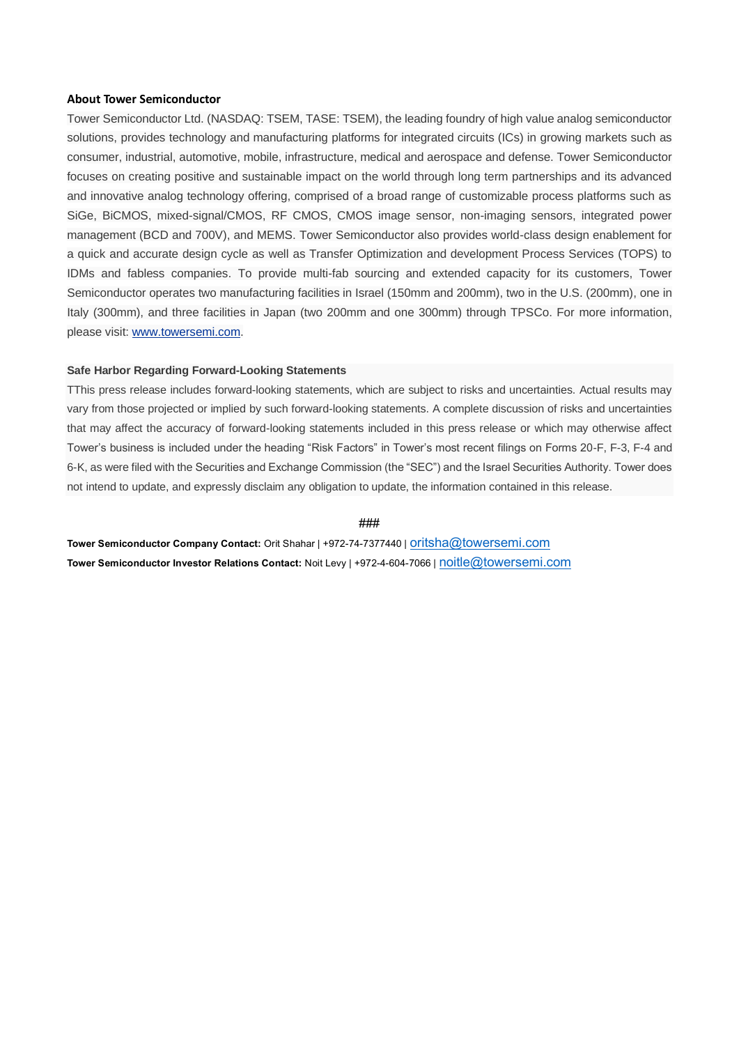**About Tower Semiconductor**

Tower Semiconductor Ltd. (NASDAQ: TSEM, TASE: TSEM), the leading foundry of high value analog semiconductor solutions, provides technology and manufacturing platforms for integrated circuits (ICs) in growing markets such as consumer, industrial, automotive, mobile, infrastructure, medical and aerospace and defense. Tower Semiconductor focuses on creating positive and sustainable impact on the world through long term partnerships and its advanced and innovative analog technology offering, comprised of a broad range of customizable process platforms such as SiGe, BiCMOS, mixed-signal/CMOS, RF CMOS, CMOS image sensor, non-imaging sensors, integrated power management (BCD and 700V), and MEMS. Tower Semiconductor also provides world-class design enablement for a quick and accurate design cycle as well as Transfer Optimization and development Process Services (TOPS) to IDMs and fabless companies. To provide multi-fab sourcing and extended capacity for its customers, Tower Semiconductor operates two manufacturing facilities in Israel (150mm and 200mm), two in the U.S. (200mm), one in Italy (300mm), and three facilities in Japan (two 200mm and one 300mm) through TPSCo. For more information, please visit: www.towersemi.com.

**Safe Harbor Regarding Forward-Looking Statements**

TThis press release includes forward-looking statements, which are subject to risks and uncertainties. Actual results may vary from those projected or implied by such forward-looking statements. A complete discussion of risks and uncertainties that may affect the accuracy of forward-looking statements included in this press release or which may otherwise affect Tower's business is included under the heading "Risk Factors" in Tower's most recent filings on Forms 20-F, F-3, F-4 and 6-K, as were filed with the Securities and Exchange Commission (the "SEC") and the Israel Securities Authority. Tower does not intend to update, and expressly disclaim any obligation to update, the information contained in this release.

###

**Tower Semiconductor Company Contact:** Orit Shahar | +972-74-7377440 | oritsha@towersemi.com

**Tower Semiconductor Investor Relations Contact:** Noit Levy | +972-4-604-7066 | noitle@towersemi.com